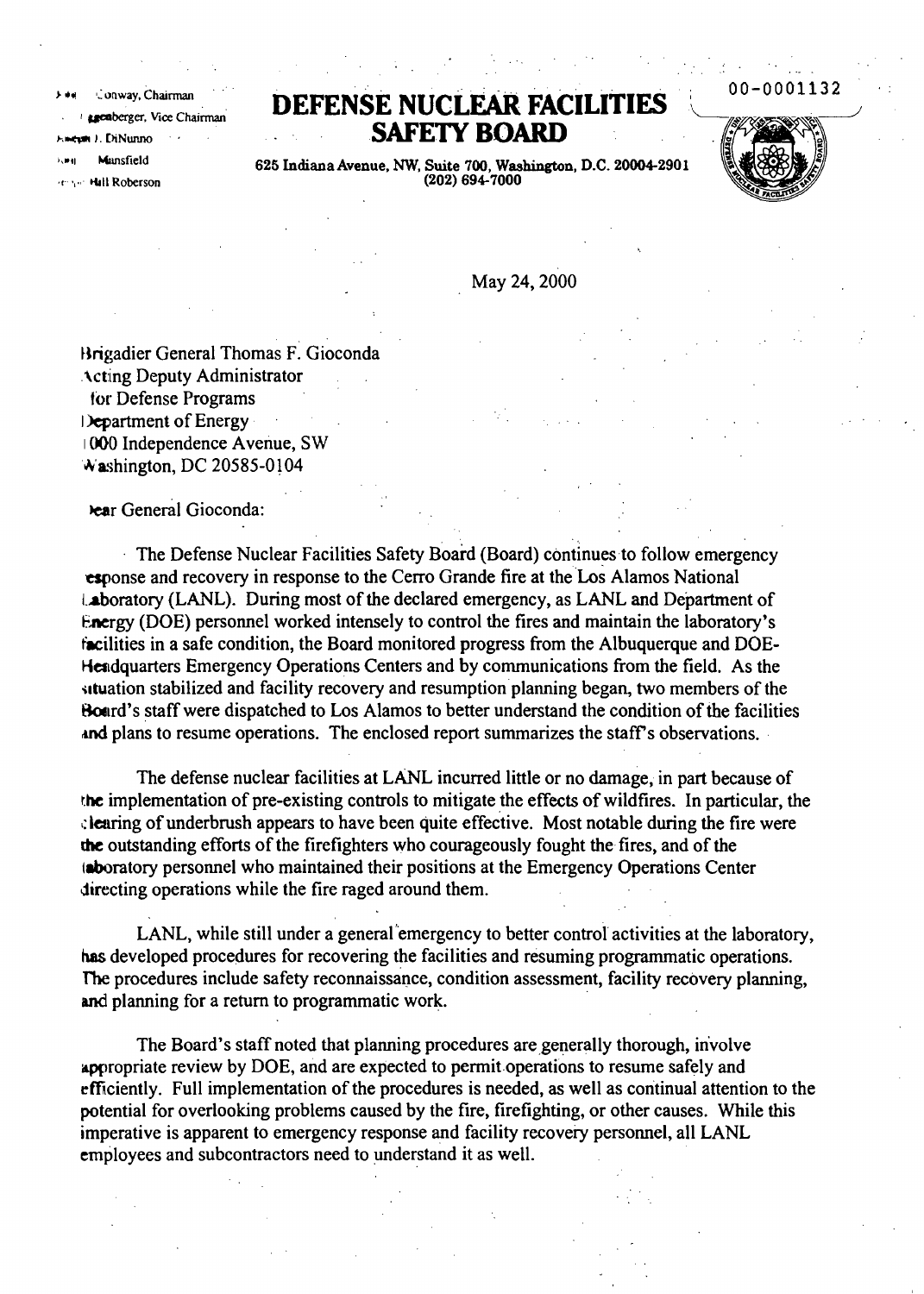John T. Conway, Chairman
A. J. Eggenberger, Vice Chairman
Joseph J. DiNunno
John W. Mansfield
Jessie Hill Roberson

# DEFENSE NUCLEAR FACILITIES SAFETY BOARD

625 Indiana Avenue, NW, Suite 700, Washington, D.C. 20004-2901
(202) 694-7000

00-0001132

May 24, 2000

Brigadier General Thomas F. Gioconda
Acting Deputy Administrator
for Defense Programs
Department of Energy
1000 Independence Avenue, SW
Washington, DC 20585-0104

Dear General Gioconda:

The Defense Nuclear Facilities Safety Board (Board) continues to follow emergency response and recovery in response to the Cerro Grande fire at the Los Alamos National Laboratory (LANL). During most of the declared emergency, as LANL and Department of Energy (DOE) personnel worked intensely to control the fires and maintain the laboratory's facilities in a safe condition, the Board monitored progress from the Albuquerque and DOE-Headquarters Emergency Operations Centers and by communications from the field. As the situation stabilized and facility recovery and resumption planning began, two members of the Board's staff were dispatched to Los Alamos to better understand the condition of the facilities and plans to resume operations. The enclosed report summarizes the staff's observations.

The defense nuclear facilities at LANL incurred little or no damage, in part because of the implementation of pre-existing controls to mitigate the effects of wildfires. In particular, the clearing of underbrush appears to have been quite effective. Most notable during the fire were the outstanding efforts of the firefighters who courageously fought the fires, and of the laboratory personnel who maintained their positions at the Emergency Operations Center directing operations while the fire raged around them.

LANL, while still under a general emergency to better control activities at the laboratory, has developed procedures for recovering the facilities and resuming programmatic operations. The procedures include safety reconnaissance, condition assessment, facility recovery planning, and planning for a return to programmatic work.

The Board's staff noted that planning procedures are generally thorough, involve appropriate review by DOE, and are expected to permit operations to resume safely and efficiently. Full implementation of the procedures is needed, as well as continual attention to the potential for overlooking problems caused by the fire, firefighting, or other causes. While this imperative is apparent to emergency response and facility recovery personnel, all LANL employees and subcontractors need to understand it as well.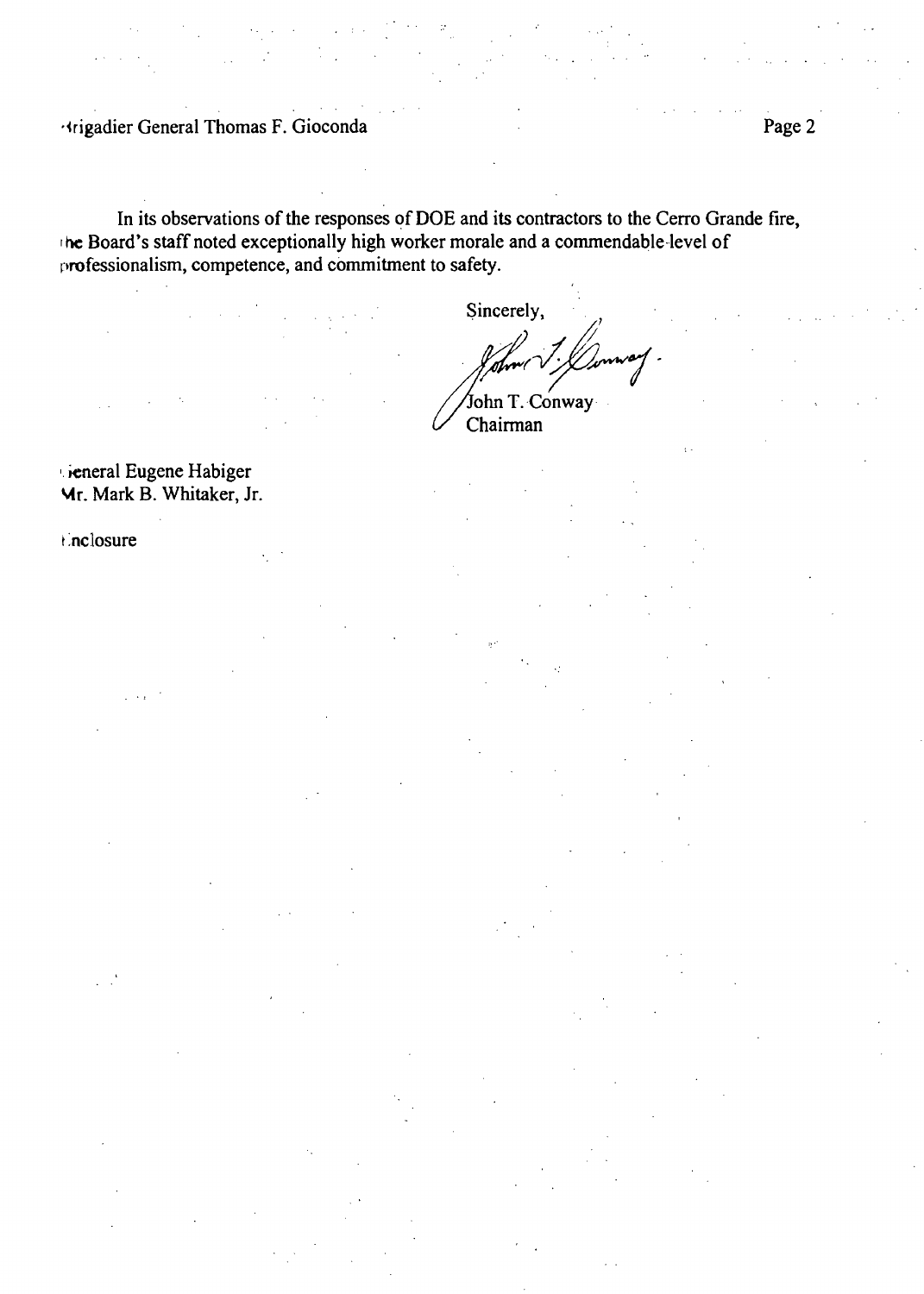Brigadier General Thomas F. Gioconda

In its observations of the responses of DOE and its contractors to the Cerro Grande fire, the Board's staff noted exceptionally high worker morale and a commendable level of professionalism, competence, and commitment to safety.

Sincerely,

John T. Conway
Chairman

General Eugene Habiger
Mr. Mark B. Whitaker, Jr.

Enclosure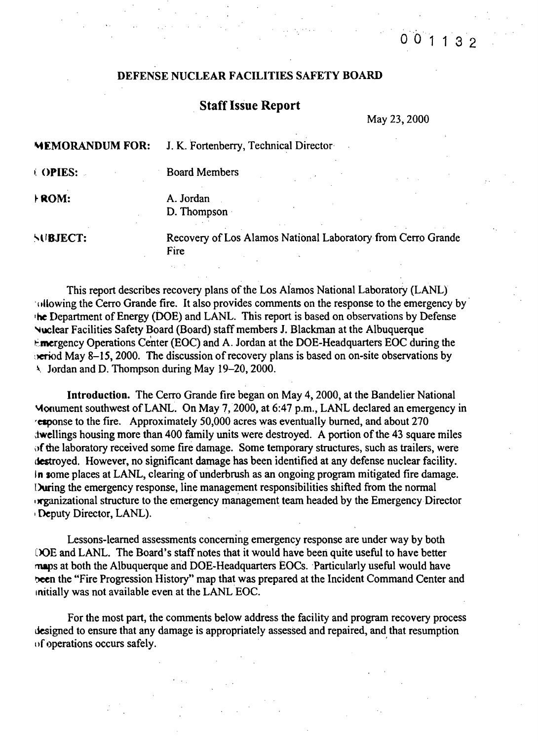001132

**DEFENSE NUCLEAR FACILITIES SAFETY BOARD**

## Staff Issue Report

May 23, 2000

**MEMORANDUM FOR:** J. K. Fortenberry, Technical Director

**COPIES:** Board Members

**FROM:** A. Jordan
D. Thompson

**SUBJECT:** Recovery of Los Alamos National Laboratory from Cerro Grande Fire

This report describes recovery plans of the Los Alamos National Laboratory (LANL) following the Cerro Grande fire. It also provides comments on the response to the emergency by the Department of Energy (DOE) and LANL. This report is based on observations by Defense Nuclear Facilities Safety Board (Board) staff members J. Blackman at the Albuquerque Emergency Operations Center (EOC) and A. Jordan at the DOE-Headquarters EOC during the period May 8–15, 2000. The discussion of recovery plans is based on on-site observations by A. Jordan and D. Thompson during May 19–20, 2000.

**Introduction.** The Cerro Grande fire began on May 4, 2000, at the Bandelier National Monument southwest of LANL. On May 7, 2000, at 6:47 p.m., LANL declared an emergency in response to the fire. Approximately 50,000 acres was eventually burned, and about 270 dwellings housing more than 400 family units were destroyed. A portion of the 43 square miles of the laboratory received some fire damage. Some temporary structures, such as trailers, were destroyed. However, no significant damage has been identified at any defense nuclear facility. In some places at LANL, clearing of underbrush as an ongoing program mitigated fire damage. During the emergency response, line management responsibilities shifted from the normal organizational structure to the emergency management team headed by the Emergency Director (Deputy Director, LANL).

Lessons-learned assessments concerning emergency response are under way by both DOE and LANL. The Board's staff notes that it would have been quite useful to have better maps at both the Albuquerque and DOE-Headquarters EOCs. Particularly useful would have been the "Fire Progression History" map that was prepared at the Incident Command Center and initially was not available even at the LANL EOC.

For the most part, the comments below address the facility and program recovery process designed to ensure that any damage is appropriately assessed and repaired, and that resumption of operations occurs safely.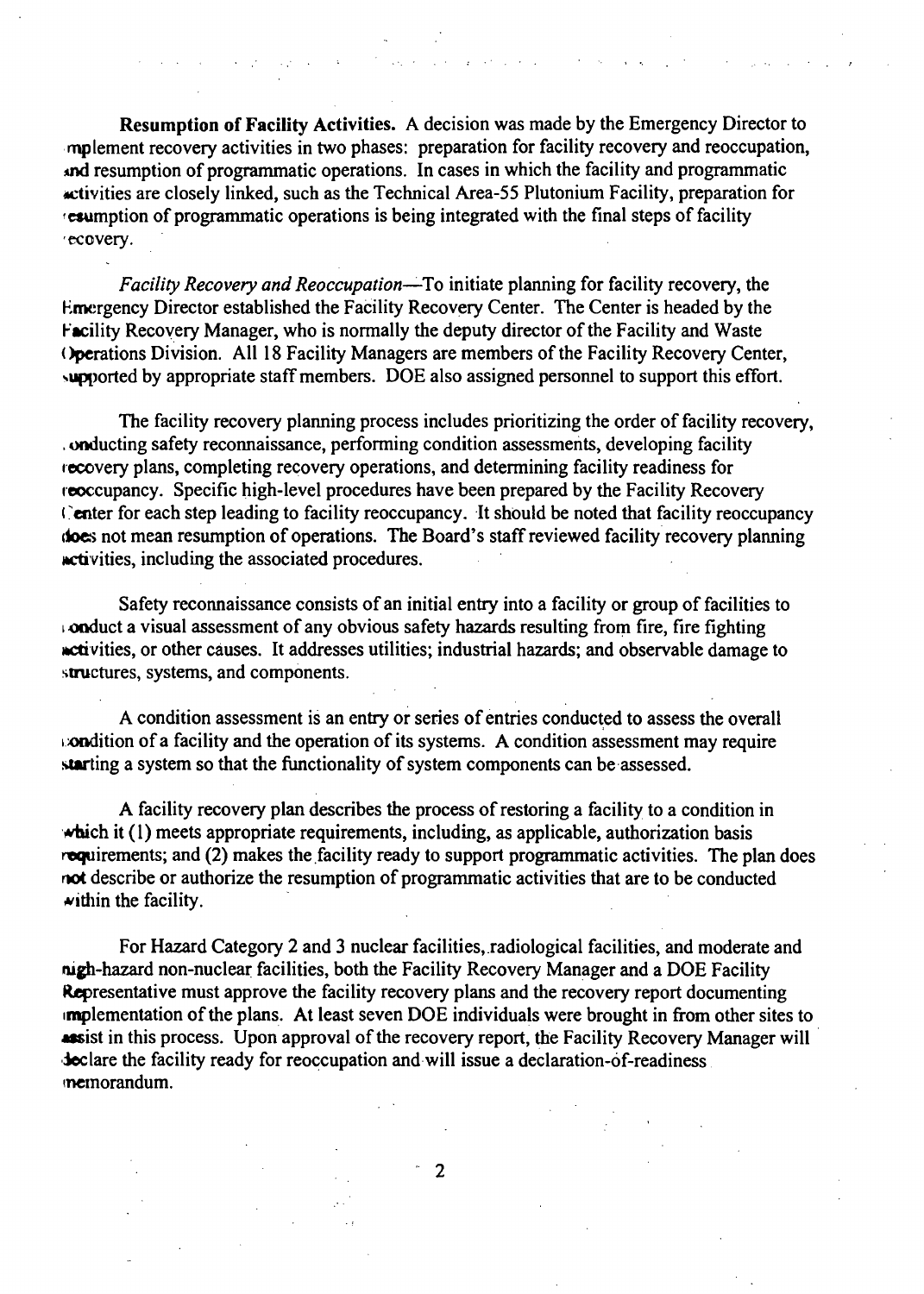**Resumption of Facility Activities.** A decision was made by the Emergency Director to implement recovery activities in two phases: preparation for facility recovery and reoccupation, and resumption of programmatic operations. In cases in which the facility and programmatic activities are closely linked, such as the Technical Area-55 Plutonium Facility, preparation for resumption of programmatic operations is being integrated with the final steps of facility recovery.

*Facility Recovery and Reoccupation*—To initiate planning for facility recovery, the Emergency Director established the Facility Recovery Center. The Center is headed by the Facility Recovery Manager, who is normally the deputy director of the Facility and Waste Operations Division. All 18 Facility Managers are members of the Facility Recovery Center, supported by appropriate staff members. DOE also assigned personnel to support this effort.

The facility recovery planning process includes prioritizing the order of facility recovery, conducting safety reconnaissance, performing condition assessments, developing facility recovery plans, completing recovery operations, and determining facility readiness for reoccupancy. Specific high-level procedures have been prepared by the Facility Recovery Center for each step leading to facility reoccupancy. It should be noted that facility reoccupancy does not mean resumption of operations. The Board's staff reviewed facility recovery planning activities, including the associated procedures.

Safety reconnaissance consists of an initial entry into a facility or group of facilities to conduct a visual assessment of any obvious safety hazards resulting from fire, fire fighting activities, or other causes. It addresses utilities; industrial hazards; and observable damage to structures, systems, and components.

A condition assessment is an entry or series of entries conducted to assess the overall condition of a facility and the operation of its systems. A condition assessment may require starting a system so that the functionality of system components can be assessed.

A facility recovery plan describes the process of restoring a facility to a condition in which it (1) meets appropriate requirements, including, as applicable, authorization basis requirements; and (2) makes the facility ready to support programmatic activities. The plan does not describe or authorize the resumption of programmatic activities that are to be conducted within the facility.

For Hazard Category 2 and 3 nuclear facilities, radiological facilities, and moderate and high-hazard non-nuclear facilities, both the Facility Recovery Manager and a DOE Facility Representative must approve the facility recovery plans and the recovery report documenting implementation of the plans. At least seven DOE individuals were brought in from other sites to assist in this process. Upon approval of the recovery report, the Facility Recovery Manager will declare the facility ready for reoccupation and will issue a declaration-of-readiness memorandum.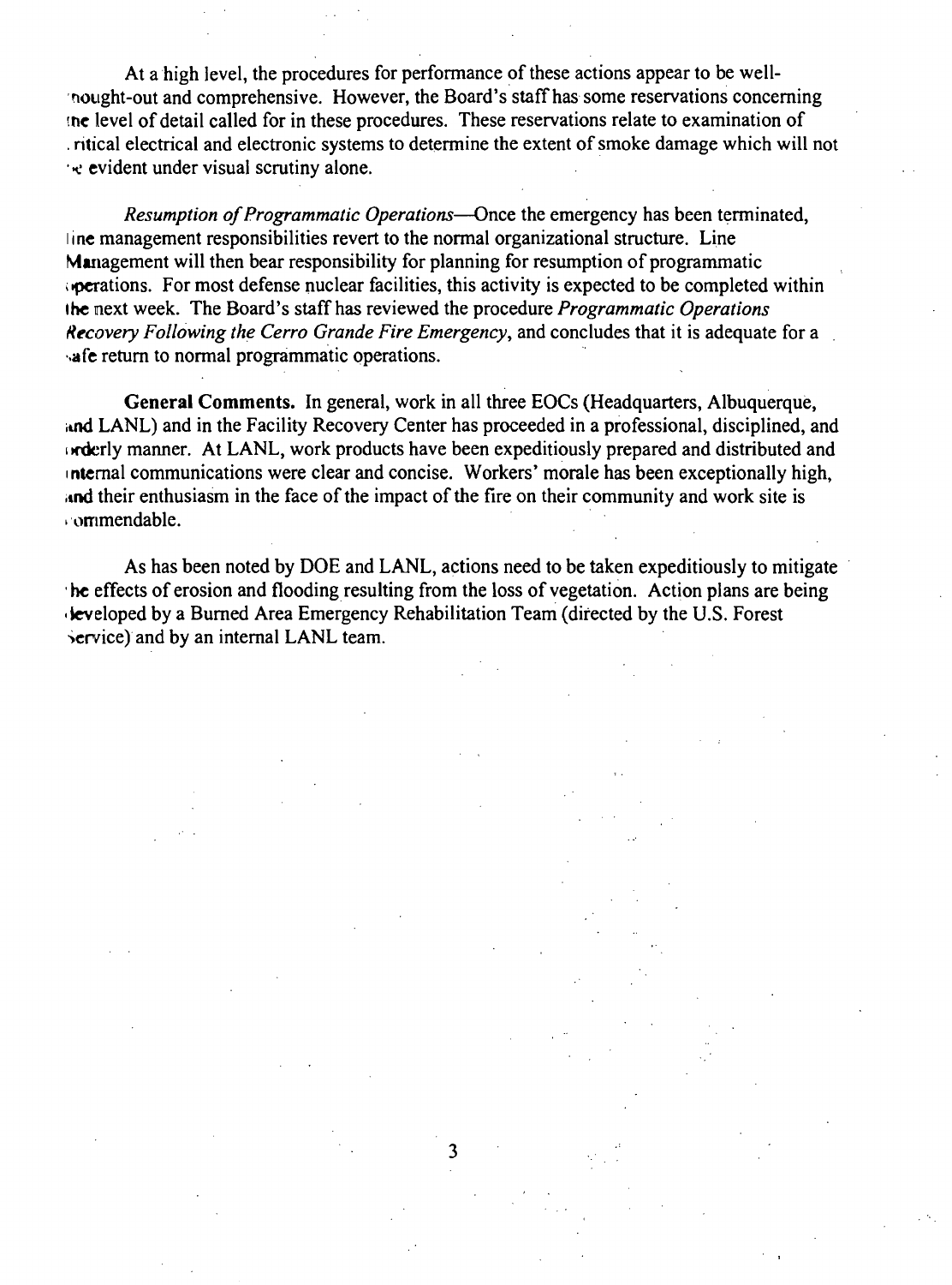At a high level, the procedures for performance of these actions appear to be well-thought-out and comprehensive. However, the Board's staff has some reservations concerning the level of detail called for in these procedures. These reservations relate to examination of critical electrical and electronic systems to determine the extent of smoke damage which will not be evident under visual scrutiny alone.

*Resumption of Programmatic Operations*—Once the emergency has been terminated, line management responsibilities revert to the normal organizational structure. Line Management will then bear responsibility for planning for resumption of programmatic operations. For most defense nuclear facilities, this activity is expected to be completed within the next week. The Board's staff has reviewed the procedure *Programmatic Operations Recovery Following the Cerro Grande Fire Emergency*, and concludes that it is adequate for a safe return to normal programmatic operations.

**General Comments.** In general, work in all three EOCs (Headquarters, Albuquerque, and LANL) and in the Facility Recovery Center has proceeded in a professional, disciplined, and orderly manner. At LANL, work products have been expeditiously prepared and distributed and internal communications were clear and concise. Workers' morale has been exceptionally high, and their enthusiasm in the face of the impact of the fire on their community and work site is commendable.

As has been noted by DOE and LANL, actions need to be taken expeditiously to mitigate the effects of erosion and flooding resulting from the loss of vegetation. Action plans are being developed by a Burned Area Emergency Rehabilitation Team (directed by the U.S. Forest Service) and by an internal LANL team.